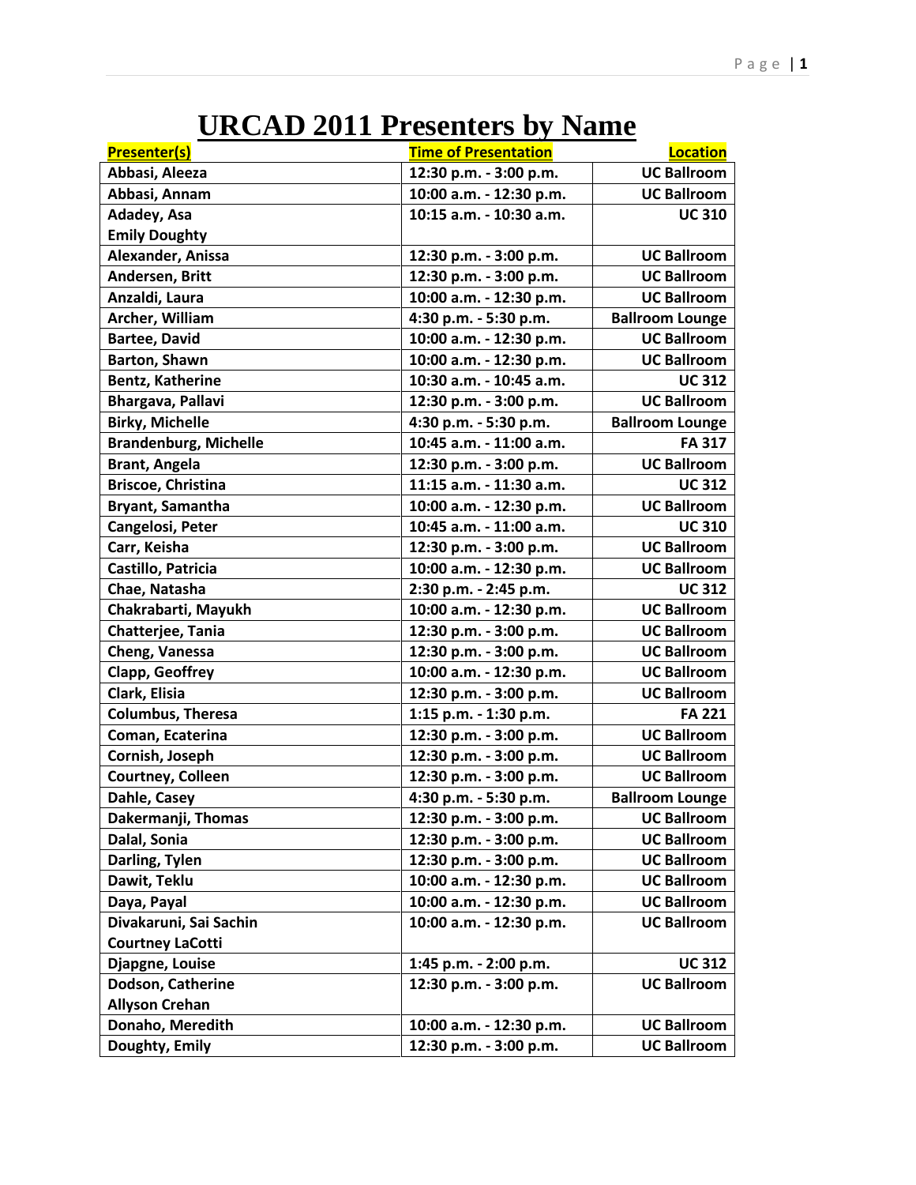# URCAD 2011 Presenters by Name

| Presenter(s) | Time of Presentation | Location |
|---|---|---|
| Abbasi, Aleeza | 12:30 p.m. - 3:00 p.m. | UC Ballroom |
| Abbasi, Annam | 10:00 a.m. - 12:30 p.m. | UC Ballroom |
| Adadey, Asa<br>Emily Doughty | 10:15 a.m. - 10:30 a.m. | UC 310 |
| Alexander, Anissa | 12:30 p.m. - 3:00 p.m. | UC Ballroom |
| Andersen, Britt | 12:30 p.m. - 3:00 p.m. | UC Ballroom |
| Anzaldi, Laura | 10:00 a.m. - 12:30 p.m. | UC Ballroom |
| Archer, William | 4:30 p.m. - 5:30 p.m. | Ballroom Lounge |
| Bartee, David | 10:00 a.m. - 12:30 p.m. | UC Ballroom |
| Barton, Shawn | 10:00 a.m. - 12:30 p.m. | UC Ballroom |
| Bentz, Katherine | 10:30 a.m. - 10:45 a.m. | UC 312 |
| Bhargava, Pallavi | 12:30 p.m. - 3:00 p.m. | UC Ballroom |
| Birky, Michelle | 4:30 p.m. - 5:30 p.m. | Ballroom Lounge |
| Brandenburg, Michelle | 10:45 a.m. - 11:00 a.m. | FA 317 |
| Brant, Angela | 12:30 p.m. - 3:00 p.m. | UC Ballroom |
| Briscoe, Christina | 11:15 a.m. - 11:30 a.m. | UC 312 |
| Bryant, Samantha | 10:00 a.m. - 12:30 p.m. | UC Ballroom |
| Cangelosi, Peter | 10:45 a.m. - 11:00 a.m. | UC 310 |
| Carr, Keisha | 12:30 p.m. - 3:00 p.m. | UC Ballroom |
| Castillo, Patricia | 10:00 a.m. - 12:30 p.m. | UC Ballroom |
| Chae, Natasha | 2:30 p.m. - 2:45 p.m. | UC 312 |
| Chakrabarti, Mayukh | 10:00 a.m. - 12:30 p.m. | UC Ballroom |
| Chatterjee, Tania | 12:30 p.m. - 3:00 p.m. | UC Ballroom |
| Cheng, Vanessa | 12:30 p.m. - 3:00 p.m. | UC Ballroom |
| Clapp, Geoffrey | 10:00 a.m. - 12:30 p.m. | UC Ballroom |
| Clark, Elisia | 12:30 p.m. - 3:00 p.m. | UC Ballroom |
| Columbus, Theresa | 1:15 p.m. - 1:30 p.m. | FA 221 |
| Coman, Ecaterina | 12:30 p.m. - 3:00 p.m. | UC Ballroom |
| Cornish, Joseph | 12:30 p.m. - 3:00 p.m. | UC Ballroom |
| Courtney, Colleen | 12:30 p.m. - 3:00 p.m. | UC Ballroom |
| Dahle, Casey | 4:30 p.m. - 5:30 p.m. | Ballroom Lounge |
| Dakermanji, Thomas | 12:30 p.m. - 3:00 p.m. | UC Ballroom |
| Dalal, Sonia | 12:30 p.m. - 3:00 p.m. | UC Ballroom |
| Darling, Tylen | 12:30 p.m. - 3:00 p.m. | UC Ballroom |
| Dawit, Teklu | 10:00 a.m. - 12:30 p.m. | UC Ballroom |
| Daya, Payal | 10:00 a.m. - 12:30 p.m. | UC Ballroom |
| Divakaruni, Sai Sachin<br>Courtney LaCotti | 10:00 a.m. - 12:30 p.m. | UC Ballroom |
| Djapgne, Louise | 1:45 p.m. - 2:00 p.m. | UC 312 |
| Dodson, Catherine<br>Allyson Crehan | 12:30 p.m. - 3:00 p.m. | UC Ballroom |
| Donaho, Meredith | 10:00 a.m. - 12:30 p.m. | UC Ballroom |
| Doughty, Emily | 12:30 p.m. - 3:00 p.m. | UC Ballroom |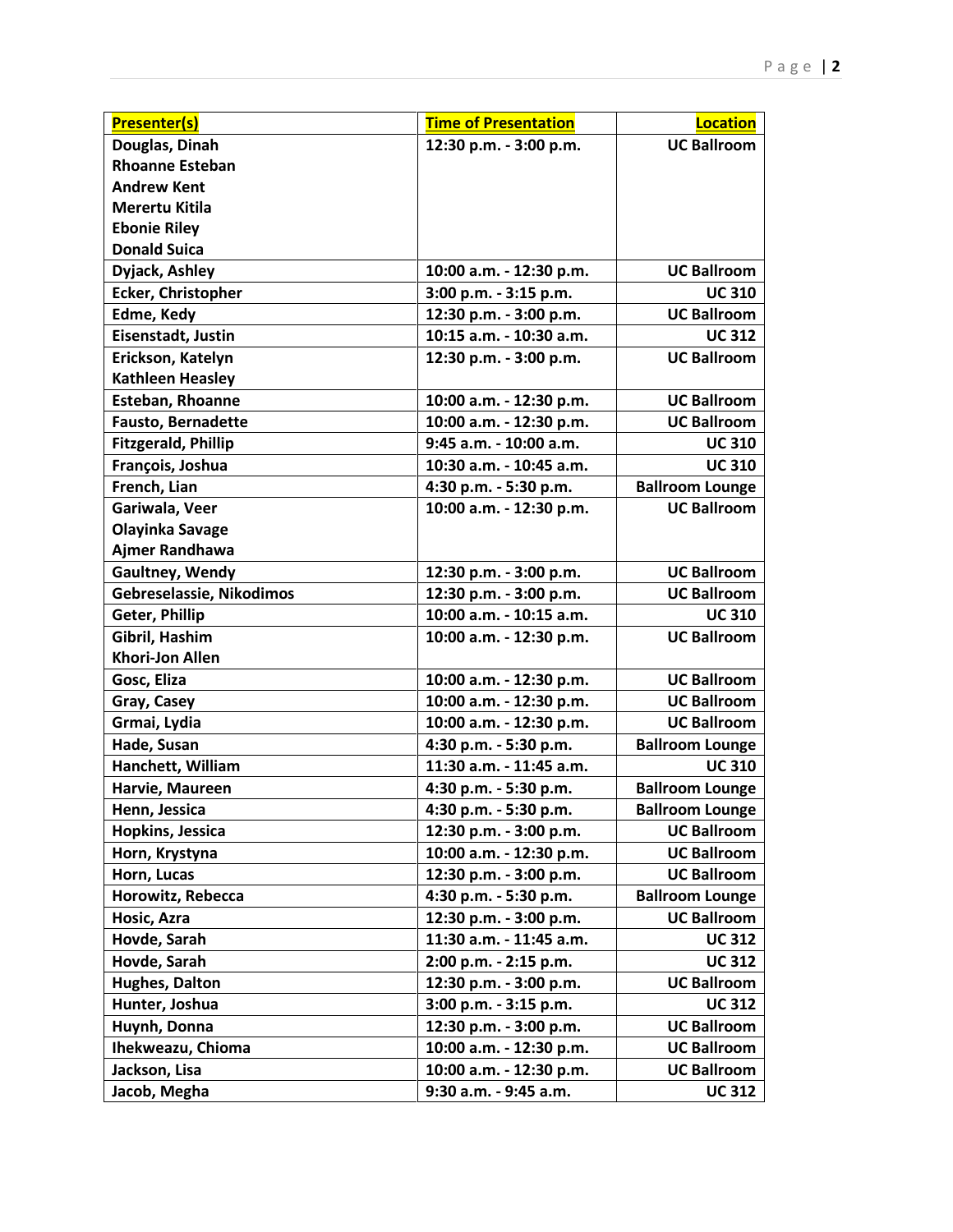| Presenter(s) | Time of Presentation | Location |
|---|---|---|
| **Douglas, Dinah**<br>**Rhoanne Esteban**<br>**Andrew Kent**<br>**Merertu Kitila**<br>**Ebonie Riley**<br>**Donald Suica** | **12:30 p.m. - 3:00 p.m.** | **UC Ballroom** |
| **Dyjack, Ashley** | **10:00 a.m. - 12:30 p.m.** | **UC Ballroom** |
| **Ecker, Christopher** | **3:00 p.m. - 3:15 p.m.** | **UC 310** |
| **Edme, Kedy** | **12:30 p.m. - 3:00 p.m.** | **UC Ballroom** |
| **Eisenstadt, Justin** | **10:15 a.m. - 10:30 a.m.** | **UC 312** |
| **Erickson, Katelyn**<br>**Kathleen Heasley** | **12:30 p.m. - 3:00 p.m.** | **UC Ballroom** |
| **Esteban, Rhoanne** | **10:00 a.m. - 12:30 p.m.** | **UC Ballroom** |
| **Fausto, Bernadette** | **10:00 a.m. - 12:30 p.m.** | **UC Ballroom** |
| **Fitzgerald, Phillip** | **9:45 a.m. - 10:00 a.m.** | **UC 310** |
| **François, Joshua** | **10:30 a.m. - 10:45 a.m.** | **UC 310** |
| **French, Lian** | **4:30 p.m. - 5:30 p.m.** | **Ballroom Lounge** |
| **Gariwala, Veer**<br>**Olayinka Savage**<br>**Ajmer Randhawa** | **10:00 a.m. - 12:30 p.m.** | **UC Ballroom** |
| **Gaultney, Wendy** | **12:30 p.m. - 3:00 p.m.** | **UC Ballroom** |
| **Gebreselassie, Nikodimos** | **12:30 p.m. - 3:00 p.m.** | **UC Ballroom** |
| **Geter, Phillip** | **10:00 a.m. - 10:15 a.m.** | **UC 310** |
| **Gibril, Hashim**<br>**Khori-Jon Allen** | **10:00 a.m. - 12:30 p.m.** | **UC Ballroom** |
| **Gosc, Eliza** | **10:00 a.m. - 12:30 p.m.** | **UC Ballroom** |
| **Gray, Casey** | **10:00 a.m. - 12:30 p.m.** | **UC Ballroom** |
| **Grmai, Lydia** | **10:00 a.m. - 12:30 p.m.** | **UC Ballroom** |
| **Hade, Susan** | **4:30 p.m. - 5:30 p.m.** | **Ballroom Lounge** |
| **Hanchett, William** | **11:30 a.m. - 11:45 a.m.** | **UC 310** |
| **Harvie, Maureen** | **4:30 p.m. - 5:30 p.m.** | **Ballroom Lounge** |
| **Henn, Jessica** | **4:30 p.m. - 5:30 p.m.** | **Ballroom Lounge** |
| **Hopkins, Jessica** | **12:30 p.m. - 3:00 p.m.** | **UC Ballroom** |
| **Horn, Krystyna** | **10:00 a.m. - 12:30 p.m.** | **UC Ballroom** |
| **Horn, Lucas** | **12:30 p.m. - 3:00 p.m.** | **UC Ballroom** |
| **Horowitz, Rebecca** | **4:30 p.m. - 5:30 p.m.** | **Ballroom Lounge** |
| **Hosic, Azra** | **12:30 p.m. - 3:00 p.m.** | **UC Ballroom** |
| **Hovde, Sarah** | **11:30 a.m. - 11:45 a.m.** | **UC 312** |
| **Hovde, Sarah** | **2:00 p.m. - 2:15 p.m.** | **UC 312** |
| **Hughes, Dalton** | **12:30 p.m. - 3:00 p.m.** | **UC Ballroom** |
| **Hunter, Joshua** | **3:00 p.m. - 3:15 p.m.** | **UC 312** |
| **Huynh, Donna** | **12:30 p.m. - 3:00 p.m.** | **UC Ballroom** |
| **Ihekweazu, Chioma** | **10:00 a.m. - 12:30 p.m.** | **UC Ballroom** |
| **Jackson, Lisa** | **10:00 a.m. - 12:30 p.m.** | **UC Ballroom** |
| **Jacob, Megha** | **9:30 a.m. - 9:45 a.m.** | **UC 312** |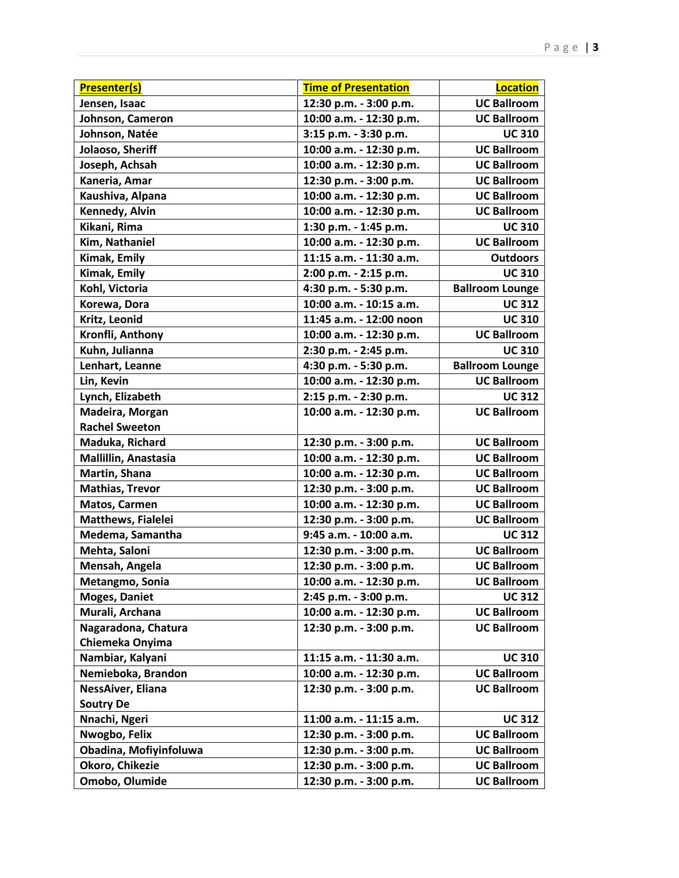| Presenter(s) | Time of Presentation | Location |
|---|---|---|
| Jensen, Isaac | 12:30 p.m. - 3:00 p.m. | UC Ballroom |
| Johnson, Cameron | 10:00 a.m. - 12:30 p.m. | UC Ballroom |
| Johnson, Natée | 3:15 p.m. - 3:30 p.m. | UC 310 |
| Jolaoso, Sheriff | 10:00 a.m. - 12:30 p.m. | UC Ballroom |
| Joseph, Achsah | 10:00 a.m. - 12:30 p.m. | UC Ballroom |
| Kaneria, Amar | 12:30 p.m. - 3:00 p.m. | UC Ballroom |
| Kaushiva, Alpana | 10:00 a.m. - 12:30 p.m. | UC Ballroom |
| Kennedy, Alvin | 10:00 a.m. - 12:30 p.m. | UC Ballroom |
| Kikani, Rima | 1:30 p.m. - 1:45 p.m. | UC 310 |
| Kim, Nathaniel | 10:00 a.m. - 12:30 p.m. | UC Ballroom |
| Kimak, Emily | 11:15 a.m. - 11:30 a.m. | Outdoors |
| Kimak, Emily | 2:00 p.m. - 2:15 p.m. | UC 310 |
| Kohl, Victoria | 4:30 p.m. - 5:30 p.m. | Ballroom Lounge |
| Korewa, Dora | 10:00 a.m. - 10:15 a.m. | UC 312 |
| Kritz, Leonid | 11:45 a.m. - 12:00 noon | UC 310 |
| Kronfli, Anthony | 10:00 a.m. - 12:30 p.m. | UC Ballroom |
| Kuhn, Julianna | 2:30 p.m. - 2:45 p.m. | UC 310 |
| Lenhart, Leanne | 4:30 p.m. - 5:30 p.m. | Ballroom Lounge |
| Lin, Kevin | 10:00 a.m. - 12:30 p.m. | UC Ballroom |
| Lynch, Elizabeth | 2:15 p.m. - 2:30 p.m. | UC 312 |
| Madeira, Morgan<br>Rachel Sweeton | 10:00 a.m. - 12:30 p.m. | UC Ballroom |
| Maduka, Richard | 12:30 p.m. - 3:00 p.m. | UC Ballroom |
| Mallillin, Anastasia | 10:00 a.m. - 12:30 p.m. | UC Ballroom |
| Martin, Shana | 10:00 a.m. - 12:30 p.m. | UC Ballroom |
| Mathias, Trevor | 12:30 p.m. - 3:00 p.m. | UC Ballroom |
| Matos, Carmen | 10:00 a.m. - 12:30 p.m. | UC Ballroom |
| Matthews, Fialelei | 12:30 p.m. - 3:00 p.m. | UC Ballroom |
| Medema, Samantha | 9:45 a.m. - 10:00 a.m. | UC 312 |
| Mehta, Saloni | 12:30 p.m. - 3:00 p.m. | UC Ballroom |
| Mensah, Angela | 12:30 p.m. - 3:00 p.m. | UC Ballroom |
| Metangmo, Sonia | 10:00 a.m. - 12:30 p.m. | UC Ballroom |
| Moges, Daniet | 2:45 p.m. - 3:00 p.m. | UC 312 |
| Murali, Archana | 10:00 a.m. - 12:30 p.m. | UC Ballroom |
| Nagaradona, Chatura<br>Chiemeka Onyima | 12:30 p.m. - 3:00 p.m. | UC Ballroom |
| Nambiar, Kalyani | 11:15 a.m. - 11:30 a.m. | UC 310 |
| Nemieboka, Brandon | 10:00 a.m. - 12:30 p.m. | UC Ballroom |
| NessAiver, Eliana<br>Soutry De | 12:30 p.m. - 3:00 p.m. | UC Ballroom |
| Nnachi, Ngeri | 11:00 a.m. - 11:15 a.m. | UC 312 |
| Nwogbo, Felix | 12:30 p.m. - 3:00 p.m. | UC Ballroom |
| Obadina, Mofiyinfoluwa | 12:30 p.m. - 3:00 p.m. | UC Ballroom |
| Okoro, Chikezie | 12:30 p.m. - 3:00 p.m. | UC Ballroom |
| Omobo, Olumide | 12:30 p.m. - 3:00 p.m. | UC Ballroom |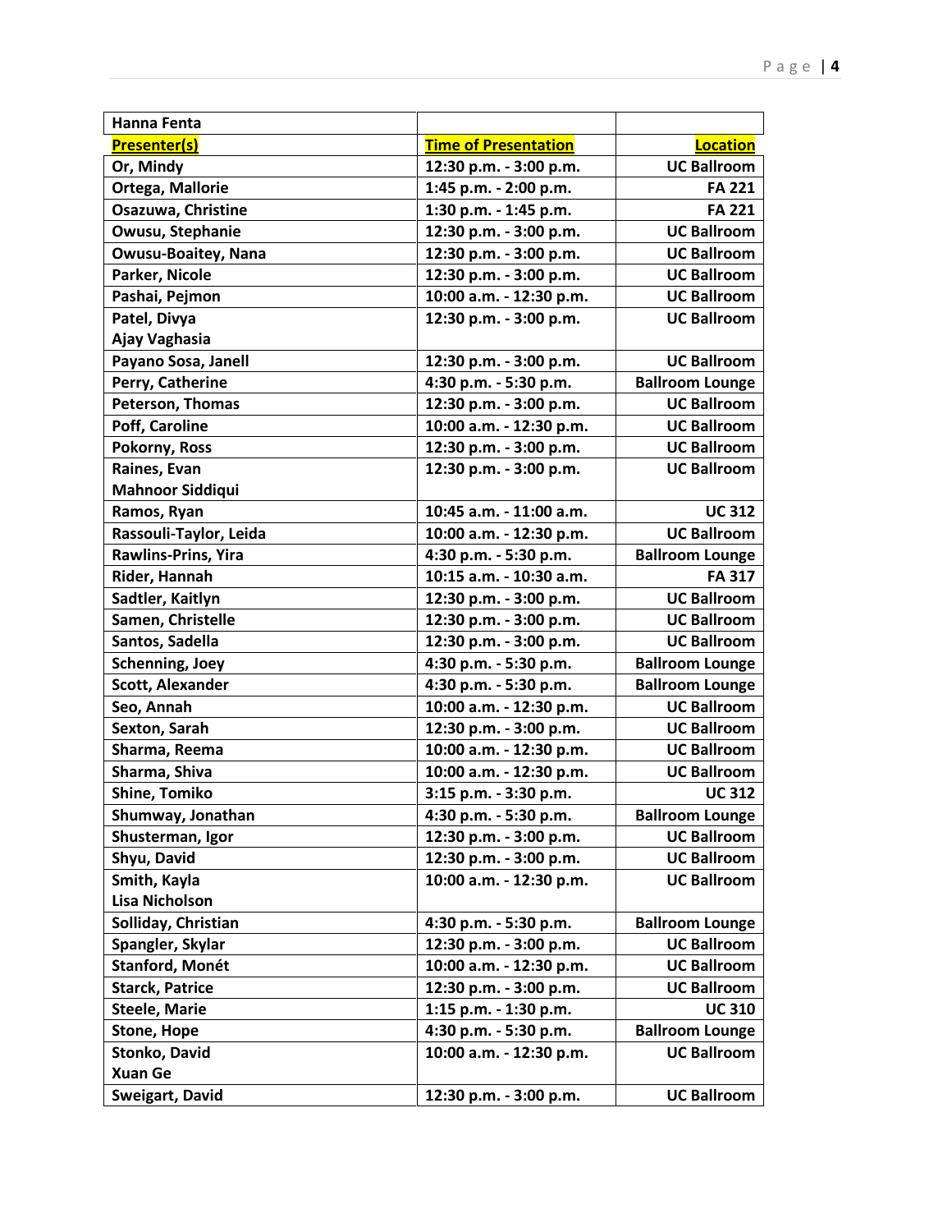| Hanna Fenta | | |
|---|---|---|
| **Presenter(s)** | **Time of Presentation** | **Location** |
| Or, Mindy | 12:30 p.m. - 3:00 p.m. | UC Ballroom |
| Ortega, Mallorie | 1:45 p.m. - 2:00 p.m. | FA 221 |
| Osazuwa, Christine | 1:30 p.m. - 1:45 p.m. | FA 221 |
| Owusu, Stephanie | 12:30 p.m. - 3:00 p.m. | UC Ballroom |
| Owusu-Boaitey, Nana | 12:30 p.m. - 3:00 p.m. | UC Ballroom |
| Parker, Nicole | 12:30 p.m. - 3:00 p.m. | UC Ballroom |
| Pashai, Pejmon | 10:00 a.m. - 12:30 p.m. | UC Ballroom |
| Patel, Divya<br>Ajay Vaghasia | 12:30 p.m. - 3:00 p.m. | UC Ballroom |
| Payano Sosa, Janell | 12:30 p.m. - 3:00 p.m. | UC Ballroom |
| Perry, Catherine | 4:30 p.m. - 5:30 p.m. | Ballroom Lounge |
| Peterson, Thomas | 12:30 p.m. - 3:00 p.m. | UC Ballroom |
| Poff, Caroline | 10:00 a.m. - 12:30 p.m. | UC Ballroom |
| Pokorny, Ross | 12:30 p.m. - 3:00 p.m. | UC Ballroom |
| Raines, Evan<br>Mahnoor Siddiqui | 12:30 p.m. - 3:00 p.m. | UC Ballroom |
| Ramos, Ryan | 10:45 a.m. - 11:00 a.m. | UC 312 |
| Rassouli-Taylor, Leida | 10:00 a.m. - 12:30 p.m. | UC Ballroom |
| Rawlins-Prins, Yira | 4:30 p.m. - 5:30 p.m. | Ballroom Lounge |
| Rider, Hannah | 10:15 a.m. - 10:30 a.m. | FA 317 |
| Sadtler, Kaitlyn | 12:30 p.m. - 3:00 p.m. | UC Ballroom |
| Samen, Christelle | 12:30 p.m. - 3:00 p.m. | UC Ballroom |
| Santos, Sadella | 12:30 p.m. - 3:00 p.m. | UC Ballroom |
| Schenning, Joey | 4:30 p.m. - 5:30 p.m. | Ballroom Lounge |
| Scott, Alexander | 4:30 p.m. - 5:30 p.m. | Ballroom Lounge |
| Seo, Annah | 10:00 a.m. - 12:30 p.m. | UC Ballroom |
| Sexton, Sarah | 12:30 p.m. - 3:00 p.m. | UC Ballroom |
| Sharma, Reema | 10:00 a.m. - 12:30 p.m. | UC Ballroom |
| Sharma, Shiva | 10:00 a.m. - 12:30 p.m. | UC Ballroom |
| Shine, Tomiko | 3:15 p.m. - 3:30 p.m. | UC 312 |
| Shumway, Jonathan | 4:30 p.m. - 5:30 p.m. | Ballroom Lounge |
| Shusterman, Igor | 12:30 p.m. - 3:00 p.m. | UC Ballroom |
| Shyu, David | 12:30 p.m. - 3:00 p.m. | UC Ballroom |
| Smith, Kayla<br>Lisa Nicholson | 10:00 a.m. - 12:30 p.m. | UC Ballroom |
| Solliday, Christian | 4:30 p.m. - 5:30 p.m. | Ballroom Lounge |
| Spangler, Skylar | 12:30 p.m. - 3:00 p.m. | UC Ballroom |
| Stanford, Monét | 10:00 a.m. - 12:30 p.m. | UC Ballroom |
| Starck, Patrice | 12:30 p.m. - 3:00 p.m. | UC Ballroom |
| Steele, Marie | 1:15 p.m. - 1:30 p.m. | UC 310 |
| Stone, Hope | 4:30 p.m. - 5:30 p.m. | Ballroom Lounge |
| Stonko, David<br>Xuan Ge | 10:00 a.m. - 12:30 p.m. | UC Ballroom |
| Sweigart, David | 12:30 p.m. - 3:00 p.m. | UC Ballroom |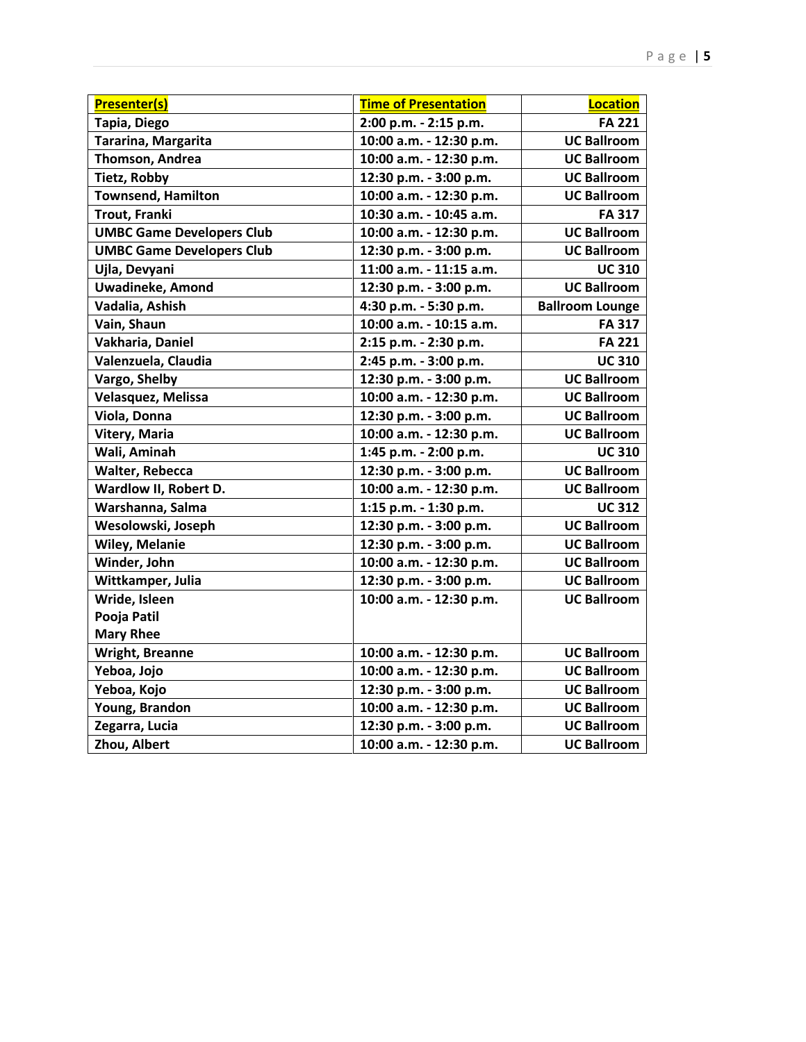| Presenter(s) | Time of Presentation | Location |
|---|---|---|
| Tapia, Diego | 2:00 p.m. - 2:15 p.m. | FA 221 |
| Tararina, Margarita | 10:00 a.m. - 12:30 p.m. | UC Ballroom |
| Thomson, Andrea | 10:00 a.m. - 12:30 p.m. | UC Ballroom |
| Tietz, Robby | 12:30 p.m. - 3:00 p.m. | UC Ballroom |
| Townsend, Hamilton | 10:00 a.m. - 12:30 p.m. | UC Ballroom |
| Trout, Franki | 10:30 a.m. - 10:45 a.m. | FA 317 |
| UMBC Game Developers Club | 10:00 a.m. - 12:30 p.m. | UC Ballroom |
| UMBC Game Developers Club | 12:30 p.m. - 3:00 p.m. | UC Ballroom |
| Ujla, Devyani | 11:00 a.m. - 11:15 a.m. | UC 310 |
| Uwadineke, Amond | 12:30 p.m. - 3:00 p.m. | UC Ballroom |
| Vadalia, Ashish | 4:30 p.m. - 5:30 p.m. | Ballroom Lounge |
| Vain, Shaun | 10:00 a.m. - 10:15 a.m. | FA 317 |
| Vakharia, Daniel | 2:15 p.m. - 2:30 p.m. | FA 221 |
| Valenzuela, Claudia | 2:45 p.m. - 3:00 p.m. | UC 310 |
| Vargo, Shelby | 12:30 p.m. - 3:00 p.m. | UC Ballroom |
| Velasquez, Melissa | 10:00 a.m. - 12:30 p.m. | UC Ballroom |
| Viola, Donna | 12:30 p.m. - 3:00 p.m. | UC Ballroom |
| Vitery, Maria | 10:00 a.m. - 12:30 p.m. | UC Ballroom |
| Wali, Aminah | 1:45 p.m. - 2:00 p.m. | UC 310 |
| Walter, Rebecca | 12:30 p.m. - 3:00 p.m. | UC Ballroom |
| Wardlow II, Robert D. | 10:00 a.m. - 12:30 p.m. | UC Ballroom |
| Warshanna, Salma | 1:15 p.m. - 1:30 p.m. | UC 312 |
| Wesolowski, Joseph | 12:30 p.m. - 3:00 p.m. | UC Ballroom |
| Wiley, Melanie | 12:30 p.m. - 3:00 p.m. | UC Ballroom |
| Winder, John | 10:00 a.m. - 12:30 p.m. | UC Ballroom |
| Wittkamper, Julia | 12:30 p.m. - 3:00 p.m. | UC Ballroom |
| Wride, Isleen<br>Pooja Patil<br>Mary Rhee | 10:00 a.m. - 12:30 p.m. | UC Ballroom |
| Wright, Breanne | 10:00 a.m. - 12:30 p.m. | UC Ballroom |
| Yeboa, Jojo | 10:00 a.m. - 12:30 p.m. | UC Ballroom |
| Yeboa, Kojo | 12:30 p.m. - 3:00 p.m. | UC Ballroom |
| Young, Brandon | 10:00 a.m. - 12:30 p.m. | UC Ballroom |
| Zegarra, Lucia | 12:30 p.m. - 3:00 p.m. | UC Ballroom |
| Zhou, Albert | 10:00 a.m. - 12:30 p.m. | UC Ballroom |